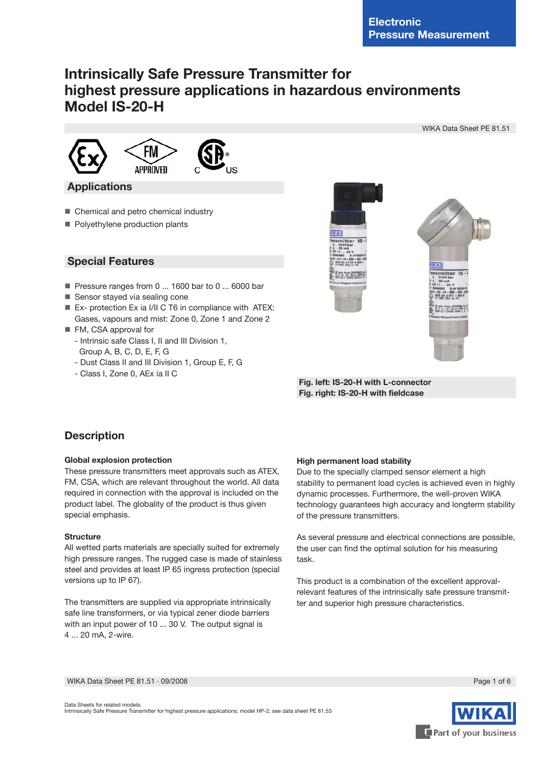Electronic Pressure Measurement

# Intrinsically Safe Pressure Transmitter for highest pressure applications in hazardous environments Model IS-20-H

WIKA Data Sheet PE 81.51

## Applications

- Chemical and petro chemical industry
- Polyethylene production plants

## Special Features

- Pressure ranges from 0 ... 1600 bar to 0 ... 6000 bar
- Sensor stayed via sealing cone
- Ex- protection Ex ia I/II C T6 in compliance with ATEX: Gases, vapours and mist: Zone 0, Zone 1 and Zone 2
- FM, CSA approval for
  - Intrinsic safe Class I, II and III Division 1, Group A, B, C, D, E, F, G
  - Dust Class II and III Division 1, Group E, F, G
  - Class I, Zone 0, AEx ia II C

**Fig. left: IS-20-H with L-connector**
**Fig. right: IS-20-H with fieldcase**

## Description

### Global explosion protection

These pressure transmitters meet approvals such as ATEX, FM, CSA, which are relevant throughout the world. All data required in connection with the approval is included on the product label. The globality of the product is thus given special emphasis.

### Structure

All wetted parts materials are specially suited for extremely high pressure ranges. The rugged case is made of stainless steel and provides at least IP 65 ingress protection (special versions up to IP 67).

The transmitters are supplied via appropriate intrinsically safe line transformers, or via typical zener diode barriers with an input power of 10 ... 30 V. The output signal is 4 ... 20 mA, 2-wire.

### High permanent load stability

Due to the specially clamped sensor element a high stability to permanent load cycles is achieved even in highly dynamic processes. Furthermore, the well-proven WIKA technology guarantees high accuracy and longterm stability of the pressure transmitters.

As several pressure and electrical connections are possible, the user can find the optimal solution for his measuring task.

This product is a combination of the excellent approval-relevant features of the intrinsically safe pressure transmitter and superior high pressure characteristics.

WIKA Data Sheet PE 81.51 · 09/2008

Data Sheets for related models:
Intrinsically Safe Pressure Transmitter for highest pressure applications; model HP-2; see data sheet PE 81.53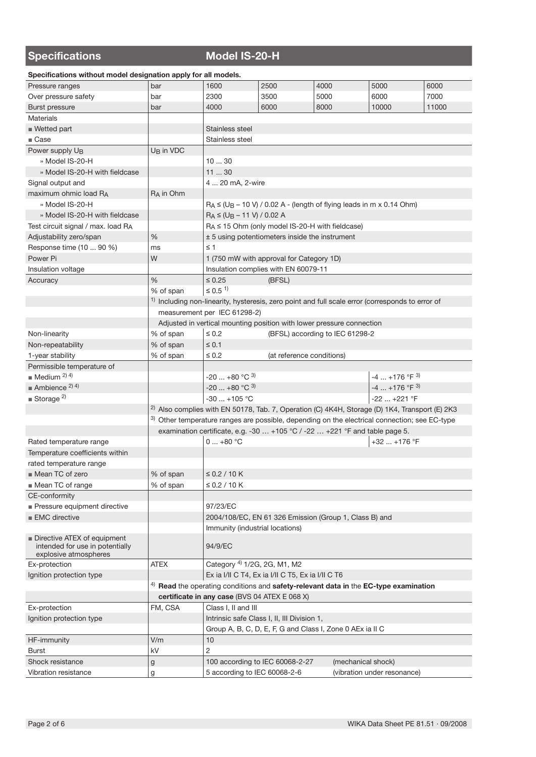## Specifications — Model IS-20-H

**Specifications without model designation apply for all models.**

| | | | | | | |
|---|---|---|---|---|---|---|
| Pressure ranges | bar | 1600 | 2500 | 4000 | 5000 | 6000 |
| Over pressure safety | bar | 2300 | 3500 | 5000 | 6000 | 7000 |
| Burst pressure | bar | 4000 | 6000 | 8000 | 10000 | 11000 |
| Materials | | | | | | |
| ■ Wetted part | | Stainless steel | | | | |
| ■ Case | | Stainless steel | | | | |
| Power supply $U_B$ | $U_B$ in VDC | | | | | |
| » Model IS-20-H | | 10 ... 30 | | | | |
| » Model IS-20-H with fieldcase | | 11 ... 30 | | | | |
| Signal output and | | 4 ... 20 mA, 2-wire | | | | |
| maximum ohmic load $R_A$ | $R_A$ in Ohm | | | | | |
| » Model IS-20-H | | $R_A \leq (U_B - 10\text{ V}) / 0.02\text{ A}$ - (length of flying leads in m x 0.14 Ohm) | | | | |
| » Model IS-20-H with fieldcase | | $R_A \leq (U_B - 11\text{ V}) / 0.02\text{ A}$ | | | | |
| Test circuit signal / max. load $R_A$ | | $R_A \leq 15$ Ohm (only model IS-20-H with fieldcase) | | | | |
| Adjustability zero/span | % | ± 5 using potentiometers inside the instrument | | | | |
| Response time (10 ... 90 %) | ms | ≤ 1 | | | | |
| Power Pi | W | 1 (750 mW with approval for Category 1D) | | | | |
| Insulation voltage | | Insulation complies with EN 60079-11 | | | | |
| Accuracy | % | ≤ 0.25 | (BFSL) | | | |
| | % of span | ≤ 0.5 [1] | | | | |
| | [1] Including non-linearity, hysteresis, zero point and full scale error (corresponds to error of measurement per IEC 61298-2) | | | | | |
| | Adjusted in vertical mounting position with lower pressure connection | | | | | |
| Non-linearity | % of span | ≤ 0.2 | (BFSL) according to IEC 61298-2 | | | |
| Non-repeatability | % of span | ≤ 0.1 | | | | |
| 1-year stability | % of span | ≤ 0.2 | (at reference conditions) | | | |
| Permissible temperature of | | | | | | |
| ■ Medium [2] [4] | | -20 ... +80 °C [3] | | | -4 ... +176 °F [3] | |
| ■ Ambience [2] [4] | | -20 ... +80 °C [3] | | | -4 ... +176 °F [3] | |
| ■ Storage [2] | | -30 ... +105 °C | | | -22 ... +221 °F | |
| | [2] Also complies with EN 50178, Tab. 7, Operation (C) 4K4H, Storage (D) 1K4, Transport (E) 2K3 | | | | | |
| | [3] Other temperature ranges are possible, depending on the electrical connection; see EC-type examination certificate, e.g. -30 … +105 °C / -22 … +221 °F and table page 5. | | | | | |
| Rated temperature range | | 0 ... +80 °C | | | +32 ... +176 °F | |
| Temperature coefficients within rated temperature range | | | | | | |
| ■ Mean TC of zero | % of span | ≤ 0.2 / 10 K | | | | |
| ■ Mean TC of range | % of span | ≤ 0.2 / 10 K | | | | |
| CE-conformity | | | | | | |
| ■ Pressure equipment directive | | 97/23/EC | | | | |
| ■ EMC directive | | 2004/108/EC, EN 61 326 Emission (Group 1, Class B) and Immunity (industrial locations) | | | | |
| ■ Directive ATEX of equipment intended for use in potentially explosive atmospheres | | 94/9/EC | | | | |
| Ex-protection | ATEX | Category [4] 1/2G, 2G, M1, M2 | | | | |
| Ignition protection type | | Ex ia I/II C T4, Ex ia I/II C T5, Ex ia I/II C T6 | | | | |
| | [4] **Read** the operating conditions and **safety-relevant data in** the **EC-type examination certificate in any case** (BVS 04 ATEX E 068 X) | | | | | |
| Ex-protection | FM, CSA | Class I, II and III | | | | |
| Ignition protection type | | Intrinsic safe Class I, II, III Division 1, Group A, B, C, D, E, F, G and Class I, Zone 0 AEx ia II C | | | | |
| HF-immunity | V/m | 10 | | | | |
| Burst | kV | 2 | | | | |
| Shock resistance | g | 100 according to IEC 60068-2-27 | | (mechanical shock) | | |
| Vibration resistance | g | 5 according to IEC 60068-2-6 | | (vibration under resonance) | | |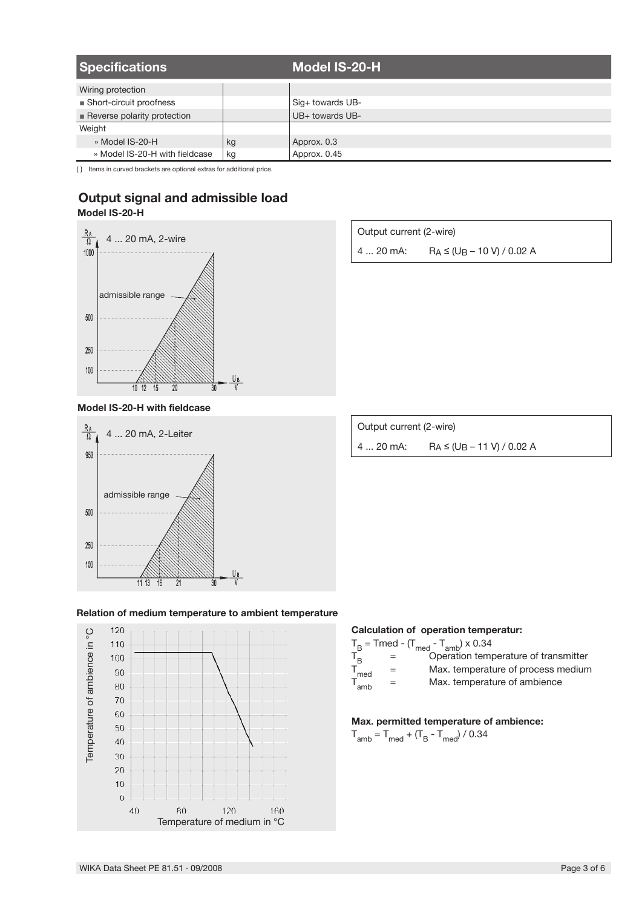| Specifications | | Model IS-20-H |
|---|---|---|
| Wiring protection | | |
| ■ Short-circuit proofness | | Sig+ towards UB- |
| ■ Reverse polarity protection | | UB+ towards UB- |
| Weight | | |
| » Model IS-20-H | kg | Approx. 0.3 |
| » Model IS-20-H with fieldcase | kg | Approx. 0.45 |

{ } Items in curved brackets are optional extras for additional price.

## Output signal and admissible load

**Model IS-20-H**

| Output current (2-wire) | |
|---|---|
| 4 ... 20 mA: | $R_A \leq (U_B - 10\ V) / 0.02\ A$ |

**Model IS-20-H with fieldcase**

| Output current (2-wire) | |
|---|---|
| 4 ... 20 mA: | $R_A \leq (U_B - 11\ V) / 0.02\ A$ |

**Relation of medium temperature to ambient temperature**

**Calculation of operation temperatur:**

$T_B = T_{med} - (T_{med} - T_{amb}) \times 0.34$

$T_B$ = Operation temperature of transmitter

$T_{med}$ = Max. temperature of process medium

$T_{amb}$ = Max. temperature of ambience

**Max. permitted temperature of ambience:**

$T_{amb} = T_{med} + (T_B - T_{med}) / 0.34$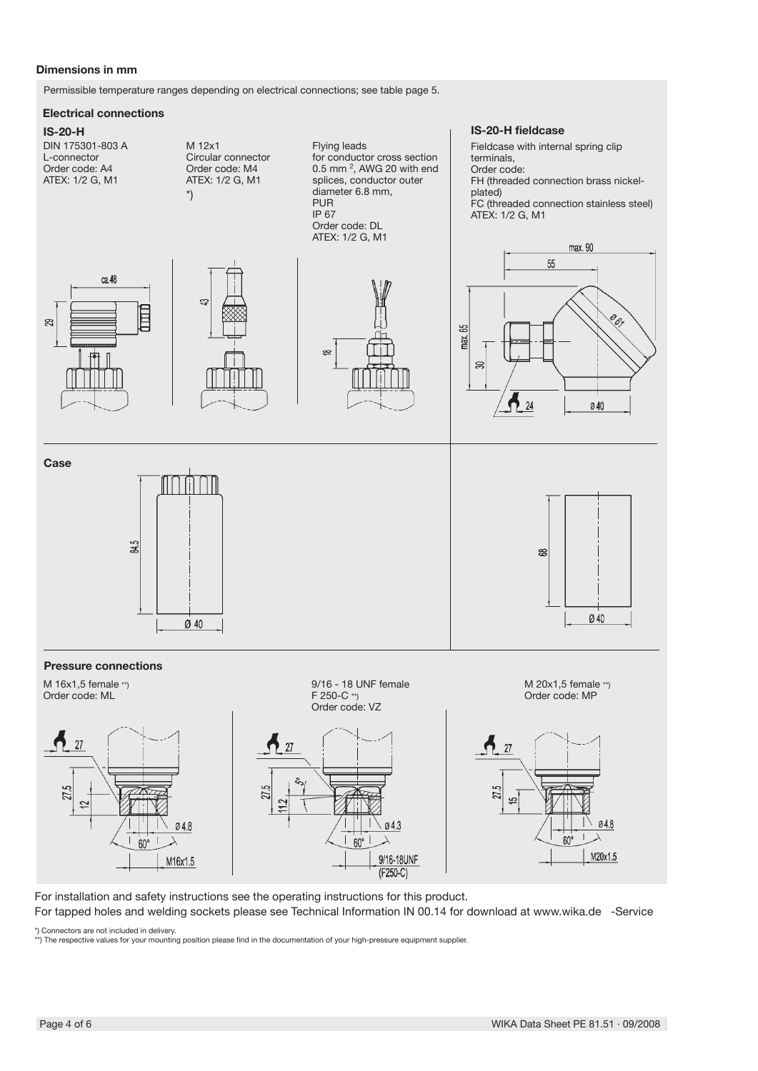**Dimensions in mm**

Permissible temperature ranges depending on electrical connections; see table page 5.

**Electrical connections**

**IS-20-H**

DIN 175301-803 A
L-connector
Order code: A4
ATEX: 1/2 G, M1

M 12x1
Circular connector
Order code: M4
ATEX: 1/2 G, M1
*)

Flying leads
for conductor cross section 0.5 mm $^2$, AWG 20 with end splices, conductor outer diameter 6.8 mm,
PUR
IP 67
Order code: DL
ATEX: 1/2 G, M1

**IS-20-H fieldcase**

Fieldcase with internal spring clip terminals,
Order code:
FH (threaded connection brass nickel-plated)
FC (threaded connection stainless steel)
ATEX: 1/2 G, M1

**Case**

**Pressure connections**

M 16x1,5 female **)
Order code: ML

9/16 - 18 UNF female
F 250-C **)
Order code: VZ

M 20x1,5 female **)
Order code: MP

For installation and safety instructions see the operating instructions for this product.
For tapped holes and welding sockets please see Technical Information IN 00.14 for download at www.wika.de -Service

*) Connectors are not included in delivery.
**) The respective values for your mounting position please find in the documentation of your high-pressure equipment supplier.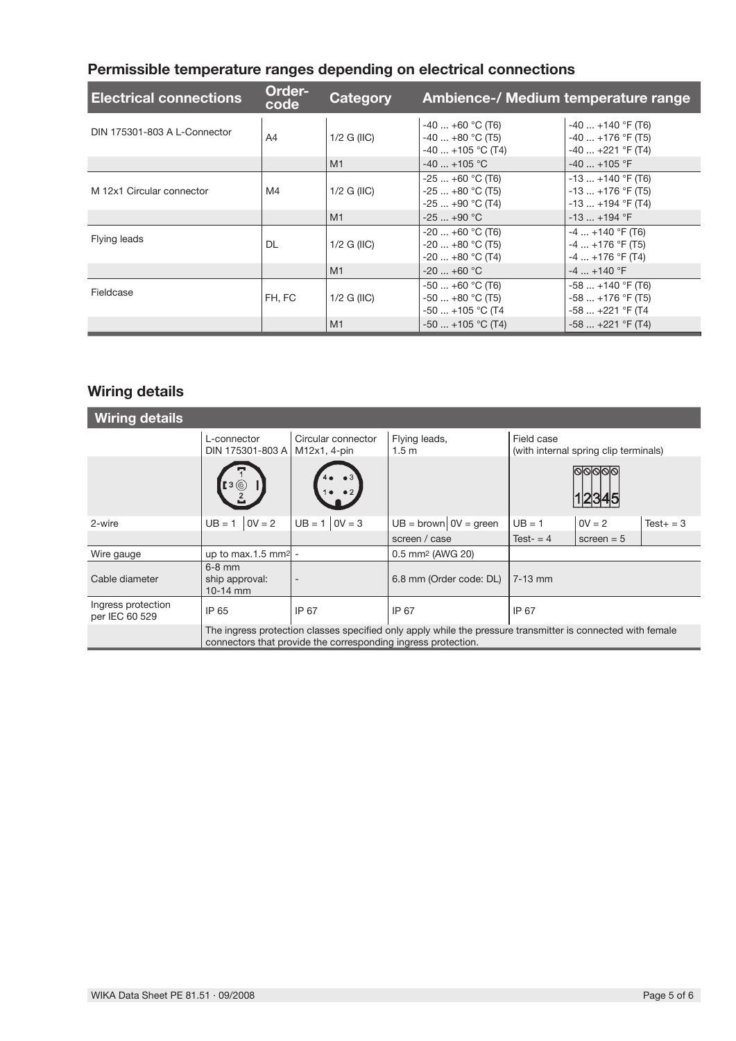## Permissible temperature ranges depending on electrical connections

| Electrical connections | Order-code | Category | Ambience-/ Medium temperature range | |
|---|---|---|---|---|
| DIN 175301-803 A L-Connector | A4 | 1/2 G (IIC) | -40 ... +60 °C (T6)<br>-40 ... +80 °C (T5)<br>-40 ... +105 °C (T4) | -40 ... +140 °F (T6)<br>-40 ... +176 °F (T5)<br>-40 ... +221 °F (T4) |
| | | M1 | -40 ... +105 °C | -40 ... +105 °F |
| M 12x1 Circular connector | M4 | 1/2 G (IIC) | -25 ... +60 °C (T6)<br>-25 ... +80 °C (T5)<br>-25 ... +90 °C (T4) | -13 ... +140 °F (T6)<br>-13 ... +176 °F (T5)<br>-13 ... +194 °F (T4) |
| | | M1 | -25 ... +90 °C | -13 ... +194 °F |
| Flying leads | DL | 1/2 G (IIC) | -20 ... +60 °C (T6)<br>-20 ... +80 °C (T5)<br>-20 ... +80 °C (T4) | -4 ... +140 °F (T6)<br>-4 ... +176 °F (T5)<br>-4 ... +176 °F (T4) |
| | | M1 | -20 ... +60 °C | -4 ... +140 °F |
| Fieldcase | FH, FC | 1/2 G (IIC) | -50 ... +60 °C (T6)<br>-50 ... +80 °C (T5)<br>-50 ... +105 °C (T4 | -58 ... +140 °F (T6)<br>-58 ... +176 °F (T5)<br>-58 ... +221 °F (T4 |
| | | M1 | -50 ... +105 °C (T4) | -58 ... +221 °F (T4) |

## Wiring details

| Wiring details | | | | | | | | |
|---|---|---|---|---|---|---|---|---|
| | L-connector DIN 175301-803 A | | Circular connector M12x1, 4-pin | | Flying leads, 1.5 m | | Field case (with internal spring clip terminals) | | |
| 2-wire | UB = 1 | 0V = 2 | UB = 1 | 0V = 3 | UB = brown | 0V = green | UB = 1 | 0V = 2 | Test+ = 3 |
| | | | | | screen / case | | Test- = 4 | screen = 5 | |
| Wire gauge | up to max.1.5 mm² | | - | | 0.5 mm² (AWG 20) | | | | |
| Cable diameter | 6-8 mm<br>ship approval: 10-14 mm | | - | | 6.8 mm (Order code: DL) | | 7-13 mm | | |
| Ingress protection per IEC 60 529 | IP 65 | | IP 67 | | IP 67 | | IP 67 | | |
| | The ingress protection classes specified only apply while the pressure transmitter is connected with female connectors that provide the corresponding ingress protection. | | | | | | | | |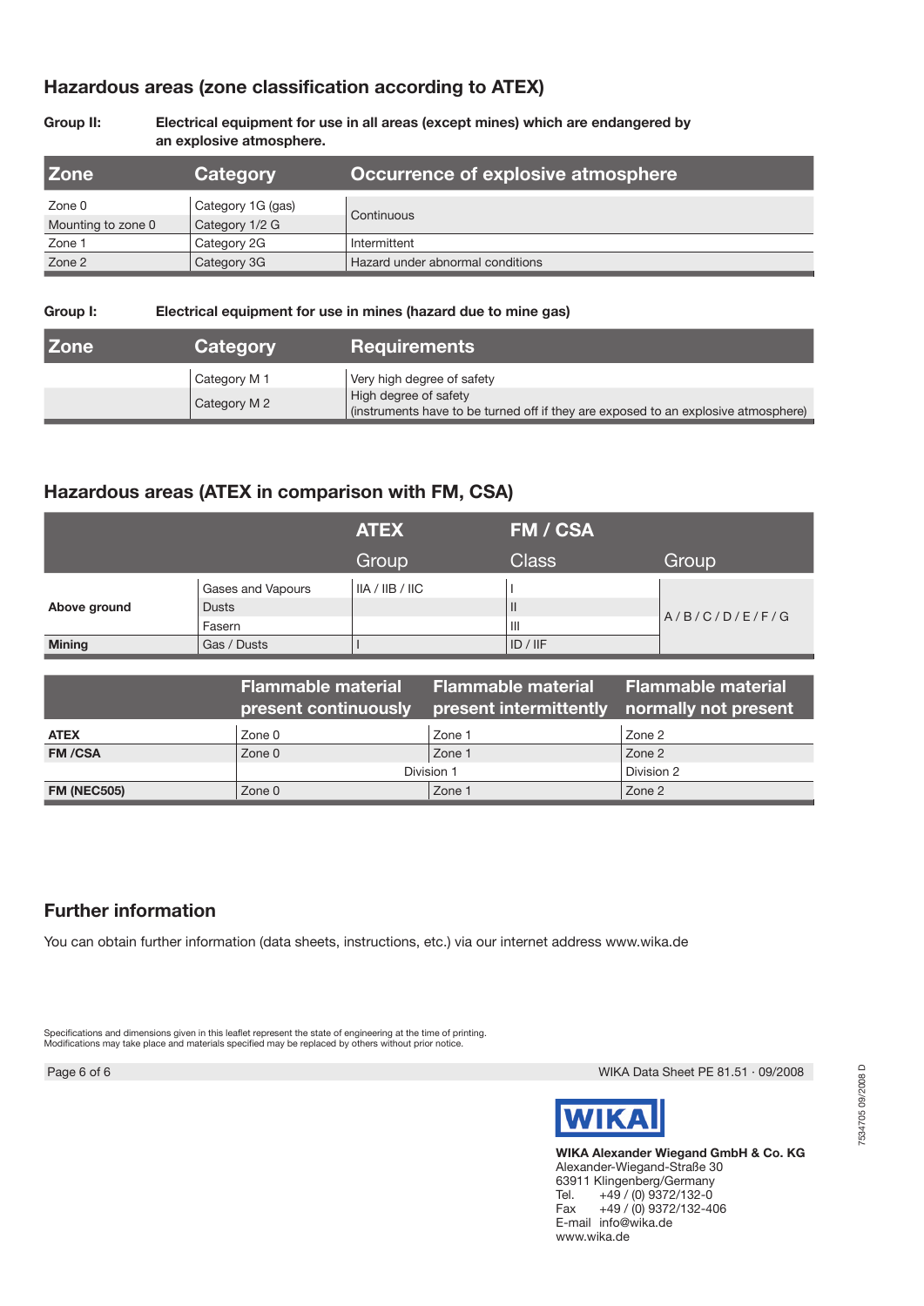## Hazardous areas (zone classification according to ATEX)

**Group II:** **Electrical equipment for use in all areas (except mines) which are endangered by an explosive atmosphere.**

| Zone | Category | Occurrence of explosive atmosphere |
|---|---|---|
| Zone 0 | Category 1G (gas) | Continuous |
| Mounting to zone 0 | Category 1/2 G | |
| Zone 1 | Category 2G | Intermittent |
| Zone 2 | Category 3G | Hazard under abnormal conditions |

**Group I:** **Electrical equipment for use in mines (hazard due to mine gas)**

| Zone | Category | Requirements |
|---|---|---|
| | Category M 1 | Very high degree of safety |
| | Category M 2 | High degree of safety (instruments have to be turned off if they are exposed to an explosive atmosphere) |

## Hazardous areas (ATEX in comparison with FM, CSA)

| | | ATEX | FM / CSA | |
|---|---|---|---|---|
| | | Group | Class | Group |
| **Above ground** | Gases and Vapours | IIA / IIB / IIC | I | A / B / C / D / E / F / G |
| | Dusts | | II | |
| | Fasern | | III | |
| **Mining** | Gas / Dusts | I | ID / IIF | |

| | Flammable material present continuously | Flammable material present intermittently | Flammable material normally not present |
|---|---|---|---|
| **ATEX** | Zone 0 | Zone 1 | Zone 2 |
| **FM /CSA** | Zone 0 | Zone 1 | Zone 2 |
| | Division 1 | | Division 2 |
| **FM (NEC505)** | Zone 0 | Zone 1 | Zone 2 |

## Further information

You can obtain further information (data sheets, instructions, etc.) via our internet address www.wika.de

Specifications and dimensions given in this leaflet represent the state of engineering at the time of printing.
Modifications may take place and materials specified may be replaced by others without prior notice.

WIKA Data Sheet PE 81.51 · 09/2008

**WIKA Alexander Wiegand GmbH & Co. KG**
Alexander-Wiegand-Straße 30
63911 Klingenberg/Germany
Tel. +49 / (0) 9372/132-0
Fax +49 / (0) 9372/132-406
E-mail info@wika.de
www.wika.de

7534705 09/2008 D